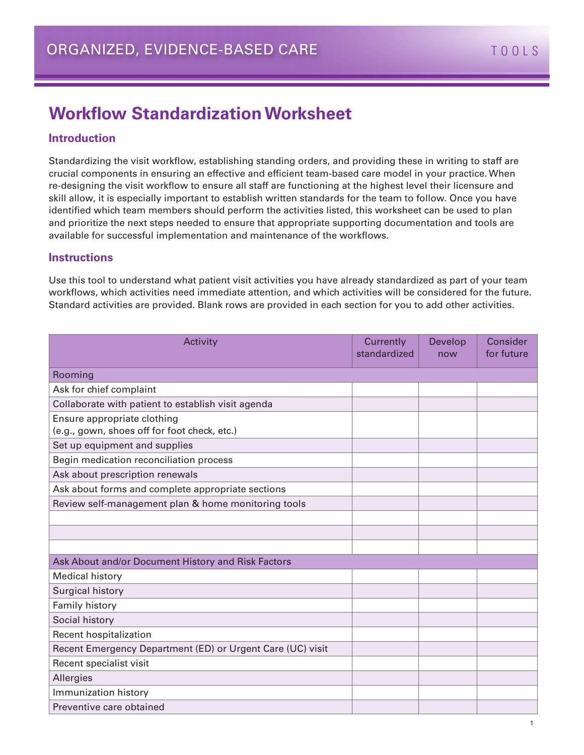ORGANIZED, EVIDENCE-BASED CARE

TOOLS

# Workflow Standardization Worksheet

## Introduction

Standardizing the visit workflow, establishing standing orders, and providing these in writing to staff are crucial components in ensuring an effective and efficient team-based care model in your practice. When re-designing the visit workflow to ensure all staff are functioning at the highest level their licensure and skill allow, it is especially important to establish written standards for the team to follow. Once you have identified which team members should perform the activities listed, this worksheet can be used to plan and prioritize the next steps needed to ensure that appropriate supporting documentation and tools are available for successful implementation and maintenance of the workflows.

## Instructions

Use this tool to understand what patient visit activities you have already standardized as part of your team workflows, which activities need immediate attention, and which activities will be considered for the future. Standard activities are provided. Blank rows are provided in each section for you to add other activities.

| Activity | Currently standardized | Develop now | Consider for future |
|---|---|---|---|
| **Rooming** | | | |
| Ask for chief complaint | | | |
| Collaborate with patient to establish visit agenda | | | |
| Ensure appropriate clothing (e.g., gown, shoes off for foot check, etc.) | | | |
| Set up equipment and supplies | | | |
| Begin medication reconciliation process | | | |
| Ask about prescription renewals | | | |
| Ask about forms and complete appropriate sections | | | |
| Review self-management plan & home monitoring tools | | | |
| | | | |
| | | | |
| | | | |
| **Ask About and/or Document History and Risk Factors** | | | |
| Medical history | | | |
| Surgical history | | | |
| Family history | | | |
| Social history | | | |
| Recent hospitalization | | | |
| Recent Emergency Department (ED) or Urgent Care (UC) visit | | | |
| Recent specialist visit | | | |
| Allergies | | | |
| Immunization history | | | |
| Preventive care obtained | | | |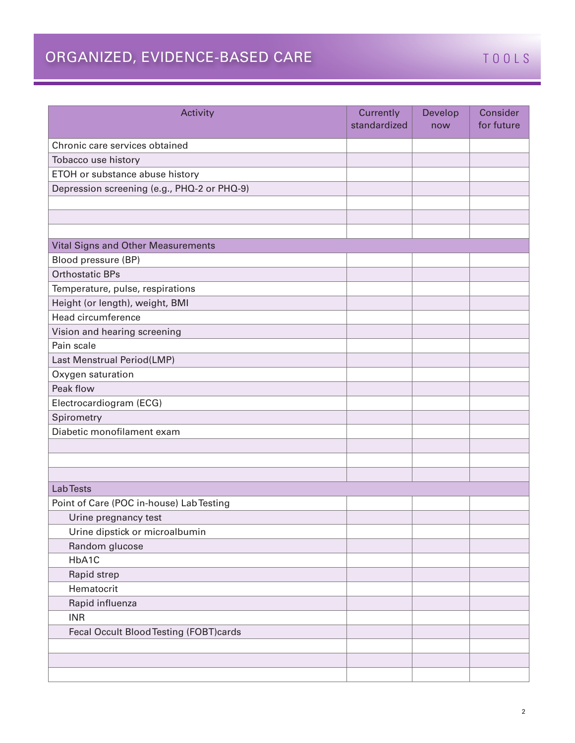# ORGANIZED, EVIDENCE-BASED CARE

TOOLS

| Activity | Currently standardized | Develop now | Consider for future |
|---|---|---|---|
| Chronic care services obtained | | | |
| Tobacco use history | | | |
| ETOH or substance abuse history | | | |
| Depression screening (e.g., PHQ-2 or PHQ-9) | | | |
| | | | |
| | | | |
| | | | |
| **Vital Signs and Other Measurements** | | | |
| Blood pressure (BP) | | | |
| Orthostatic BPs | | | |
| Temperature, pulse, respirations | | | |
| Height (or length), weight, BMI | | | |
| Head circumference | | | |
| Vision and hearing screening | | | |
| Pain scale | | | |
| Last Menstrual Period(LMP) | | | |
| Oxygen saturation | | | |
| Peak flow | | | |
| Electrocardiogram (ECG) | | | |
| Spirometry | | | |
| Diabetic monofilament exam | | | |
| | | | |
| | | | |
| | | | |
| **Lab Tests** | | | |
| Point of Care (POC in-house) Lab Testing | | | |
| Urine pregnancy test | | | |
| Urine dipstick or microalbumin | | | |
| Random glucose | | | |
| HbA1C | | | |
| Rapid strep | | | |
| Hematocrit | | | |
| Rapid influenza | | | |
| INR | | | |
| Fecal Occult Blood Testing (FOBT)cards | | | |
| | | | |
| | | | |
| | | | |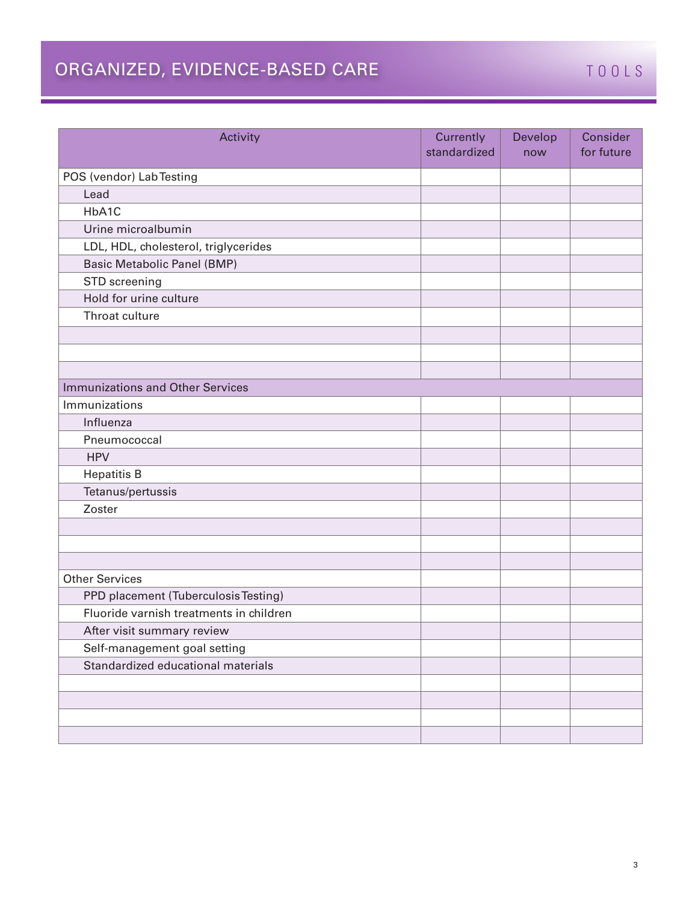# ORGANIZED, EVIDENCE-BASED CARE

TOOLS

| Activity | Currently standardized | Develop now | Consider for future |
|---|---|---|---|
| POS (vendor) Lab Testing | | | |
| Lead | | | |
| HbA1C | | | |
| Urine microalbumin | | | |
| LDL, HDL, cholesterol, triglycerides | | | |
| Basic Metabolic Panel (BMP) | | | |
| STD screening | | | |
| Hold for urine culture | | | |
| Throat culture | | | |
| | | | |
| | | | |
| | | | |
| Immunizations and Other Services | | | |
| Immunizations | | | |
| Influenza | | | |
| Pneumococcal | | | |
| HPV | | | |
| Hepatitis B | | | |
| Tetanus/pertussis | | | |
| Zoster | | | |
| | | | |
| | | | |
| | | | |
| Other Services | | | |
| PPD placement (Tuberculosis Testing) | | | |
| Fluoride varnish treatments in children | | | |
| After visit summary review | | | |
| Self-management goal setting | | | |
| Standardized educational materials | | | |
| | | | |
| | | | |
| | | | |
| | | | |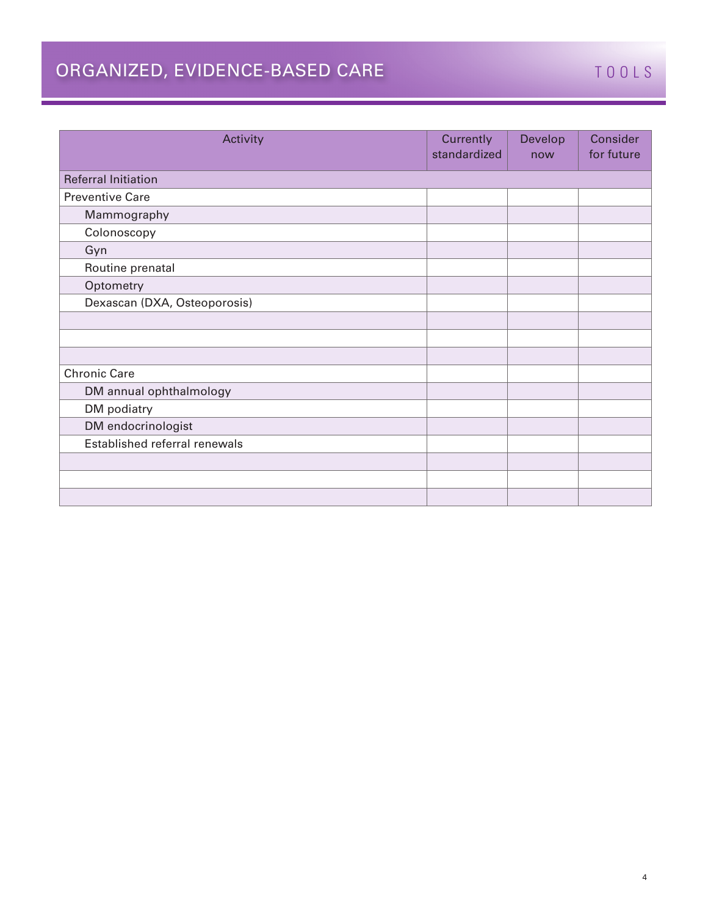# ORGANIZED, EVIDENCE-BASED CARE

TOOLS

| Activity | Currently standardized | Develop now | Consider for future |
|---|---|---|---|
| Referral Initiation | | | |
| Preventive Care | | | |
| Mammography | | | |
| Colonoscopy | | | |
| Gyn | | | |
| Routine prenatal | | | |
| Optometry | | | |
| Dexascan (DXA, Osteoporosis) | | | |
| | | | |
| | | | |
| | | | |
| Chronic Care | | | |
| DM annual ophthalmology | | | |
| DM podiatry | | | |
| DM endocrinologist | | | |
| Established referral renewals | | | |
| | | | |
| | | | |
| | | | |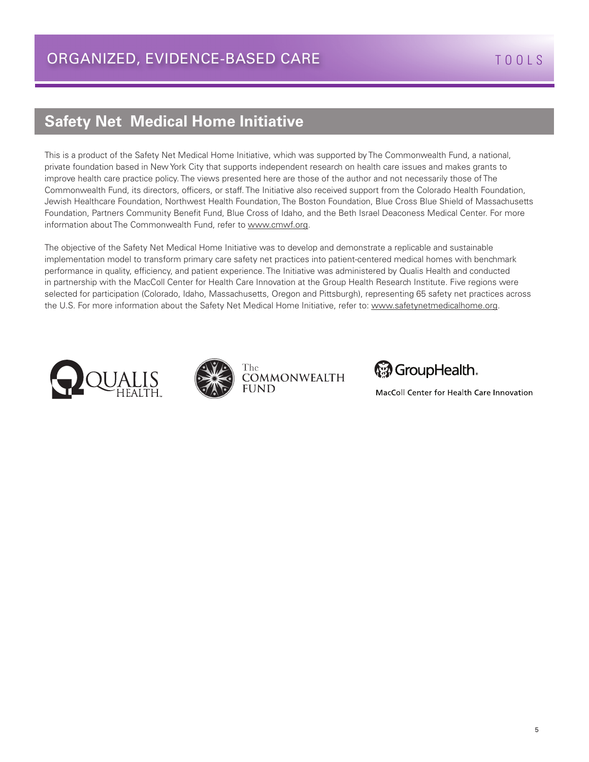# ORGANIZED, EVIDENCE-BASED CARE

TOOLS

## Safety Net Medical Home Initiative

This is a product of the Safety Net Medical Home Initiative, which was supported by The Commonwealth Fund, a national, private foundation based in New York City that supports independent research on health care issues and makes grants to improve health care practice policy. The views presented here are those of the author and not necessarily those of The Commonwealth Fund, its directors, officers, or staff. The Initiative also received support from the Colorado Health Foundation, Jewish Healthcare Foundation, Northwest Health Foundation, The Boston Foundation, Blue Cross Blue Shield of Massachusetts Foundation, Partners Community Benefit Fund, Blue Cross of Idaho, and the Beth Israel Deaconess Medical Center. For more information about The Commonwealth Fund, refer to www.cmwf.org.

The objective of the Safety Net Medical Home Initiative was to develop and demonstrate a replicable and sustainable implementation model to transform primary care safety net practices into patient-centered medical homes with benchmark performance in quality, efficiency, and patient experience. The Initiative was administered by Qualis Health and conducted in partnership with the MacColl Center for Health Care Innovation at the Group Health Research Institute. Five regions were selected for participation (Colorado, Idaho, Massachusetts, Oregon and Pittsburgh), representing 65 safety net practices across the U.S. For more information about the Safety Net Medical Home Initiative, refer to: www.safetynetmedicalhome.org.

QUALIS HEALTH

The COMMONWEALTH FUND

GroupHealth.

MacColl Center for Health Care Innovation